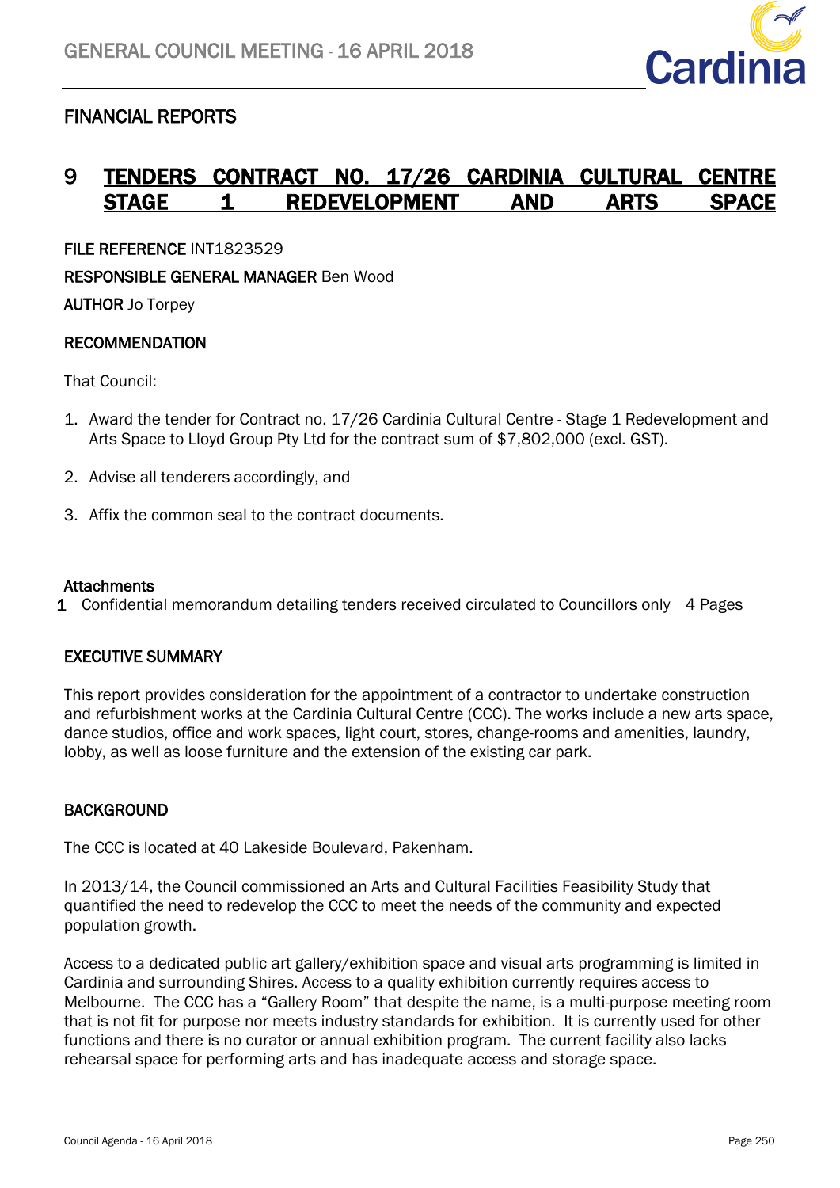## FINANCIAL REPORTS

# 9 TENDERS CONTRACT NO. 17/26 CARDINIA CULTURAL CENTRE STAGE 1 REDEVELOPMENT AND ARTS SPACE

**FILE REFERENCE** INT1823529

**RESPONSIBLE GENERAL MANAGER** Ben Wood

**AUTHOR** Jo Torpey

### RECOMMENDATION

That Council:

1. Award the tender for Contract no. 17/26 Cardinia Cultural Centre - Stage 1 Redevelopment and Arts Space to Lloyd Group Pty Ltd for the contract sum of $7,802,000 (excl. GST).
2. Advise all tenderers accordingly, and
3. Affix the common seal to the contract documents.

**Attachments**

1 Confidential memorandum detailing tenders received circulated to Councillors only 4 Pages

### EXECUTIVE SUMMARY

This report provides consideration for the appointment of a contractor to undertake construction and refurbishment works at the Cardinia Cultural Centre (CCC). The works include a new arts space, dance studios, office and work spaces, light court, stores, change-rooms and amenities, laundry, lobby, as well as loose furniture and the extension of the existing car park.

### BACKGROUND

The CCC is located at 40 Lakeside Boulevard, Pakenham.

In 2013/14, the Council commissioned an Arts and Cultural Facilities Feasibility Study that quantified the need to redevelop the CCC to meet the needs of the community and expected population growth.

Access to a dedicated public art gallery/exhibition space and visual arts programming is limited in Cardinia and surrounding Shires. Access to a quality exhibition currently requires access to Melbourne. The CCC has a "Gallery Room" that despite the name, is a multi-purpose meeting room that is not fit for purpose nor meets industry standards for exhibition. It is currently used for other functions and there is no curator or annual exhibition program. The current facility also lacks rehearsal space for performing arts and has inadequate access and storage space.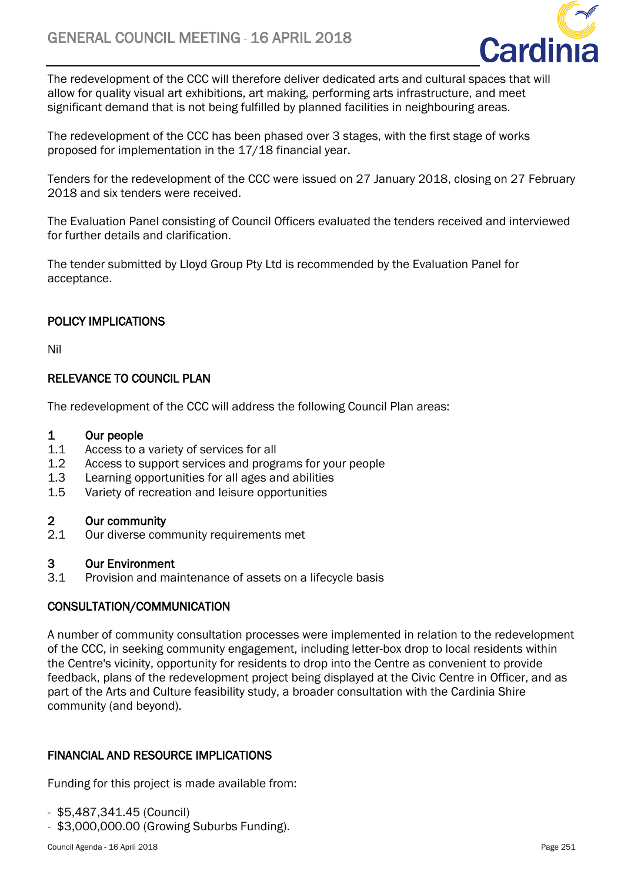The redevelopment of the CCC will therefore deliver dedicated arts and cultural spaces that will allow for quality visual art exhibitions, art making, performing arts infrastructure, and meet significant demand that is not being fulfilled by planned facilities in neighbouring areas.

The redevelopment of the CCC has been phased over 3 stages, with the first stage of works proposed for implementation in the 17/18 financial year.

Tenders for the redevelopment of the CCC were issued on 27 January 2018, closing on 27 February 2018 and six tenders were received.

The Evaluation Panel consisting of Council Officers evaluated the tenders received and interviewed for further details and clarification.

The tender submitted by Lloyd Group Pty Ltd is recommended by the Evaluation Panel for acceptance.

## POLICY IMPLICATIONS

Nil

## RELEVANCE TO COUNCIL PLAN

The redevelopment of the CCC will address the following Council Plan areas:

**1 Our people**
1.1 Access to a variety of services for all
1.2 Access to support services and programs for your people
1.3 Learning opportunities for all ages and abilities
1.5 Variety of recreation and leisure opportunities

**2 Our community**
2.1 Our diverse community requirements met

**3 Our Environment**
3.1 Provision and maintenance of assets on a lifecycle basis

## CONSULTATION/COMMUNICATION

A number of community consultation processes were implemented in relation to the redevelopment of the CCC, in seeking community engagement, including letter-box drop to local residents within the Centre's vicinity, opportunity for residents to drop into the Centre as convenient to provide feedback, plans of the redevelopment project being displayed at the Civic Centre in Officer, and as part of the Arts and Culture feasibility study, a broader consultation with the Cardinia Shire community (and beyond).

## FINANCIAL AND RESOURCE IMPLICATIONS

Funding for this project is made available from:

- $5,487,341.45 (Council)
- $3,000,000.00 (Growing Suburbs Funding).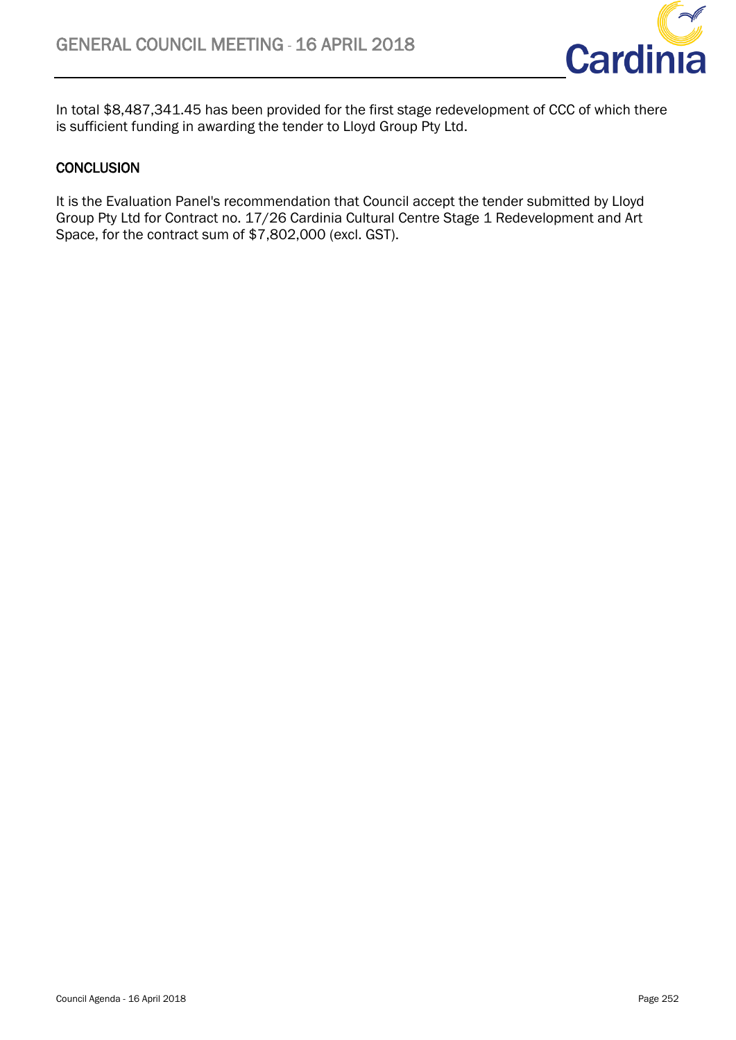In total $8,487,341.45 has been provided for the first stage redevelopment of CCC of which there is sufficient funding in awarding the tender to Lloyd Group Pty Ltd.

## CONCLUSION

It is the Evaluation Panel's recommendation that Council accept the tender submitted by Lloyd Group Pty Ltd for Contract no. 17/26 Cardinia Cultural Centre Stage 1 Redevelopment and Art Space, for the contract sum of $7,802,000 (excl. GST).